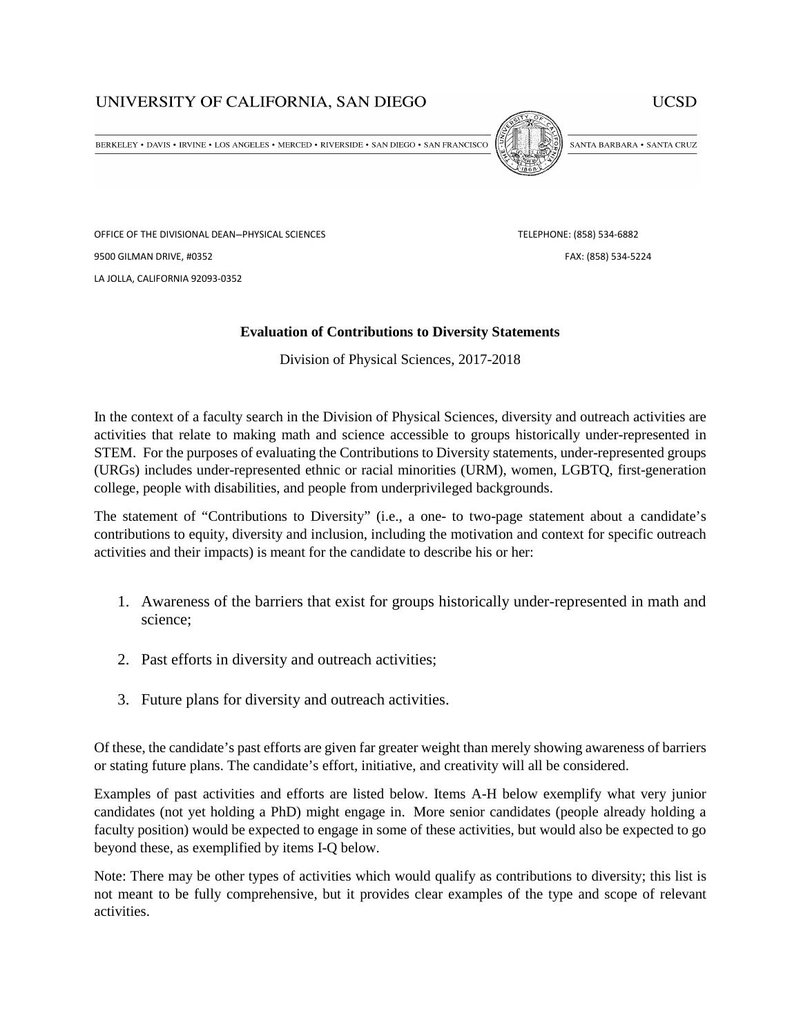UNIVERSITY OF CALIFORNIA, SAN DIEGO — UCSD

BERKELEY • DAVIS • IRVINE • LOS ANGELES • MERCED • RIVERSIDE • SAN DIEGO • SAN FRANCISCO — SANTA BARBARA • SANTA CRUZ

OFFICE OF THE DIVISIONAL DEAN–PHYSICAL SCIENCES
9500 GILMAN DRIVE, #0352
LA JOLLA, CALIFORNIA 92093-0352

TELEPHONE: (858) 534-6882
FAX: (858) 534-5224

## Evaluation of Contributions to Diversity Statements

Division of Physical Sciences, 2017-2018

In the context of a faculty search in the Division of Physical Sciences, diversity and outreach activities are activities that relate to making math and science accessible to groups historically under-represented in STEM. For the purposes of evaluating the Contributions to Diversity statements, under-represented groups (URGs) includes under-represented ethnic or racial minorities (URM), women, LGBTQ, first-generation college, people with disabilities, and people from underprivileged backgrounds.

The statement of "Contributions to Diversity" (i.e., a one- to two-page statement about a candidate's contributions to equity, diversity and inclusion, including the motivation and context for specific outreach activities and their impacts) is meant for the candidate to describe his or her:

1. Awareness of the barriers that exist for groups historically under-represented in math and science;
2. Past efforts in diversity and outreach activities;
3. Future plans for diversity and outreach activities.

Of these, the candidate's past efforts are given far greater weight than merely showing awareness of barriers or stating future plans. The candidate's effort, initiative, and creativity will all be considered.

Examples of past activities and efforts are listed below. Items A-H below exemplify what very junior candidates (not yet holding a PhD) might engage in. More senior candidates (people already holding a faculty position) would be expected to engage in some of these activities, but would also be expected to go beyond these, as exemplified by items I-Q below.

Note: There may be other types of activities which would qualify as contributions to diversity; this list is not meant to be fully comprehensive, but it provides clear examples of the type and scope of relevant activities.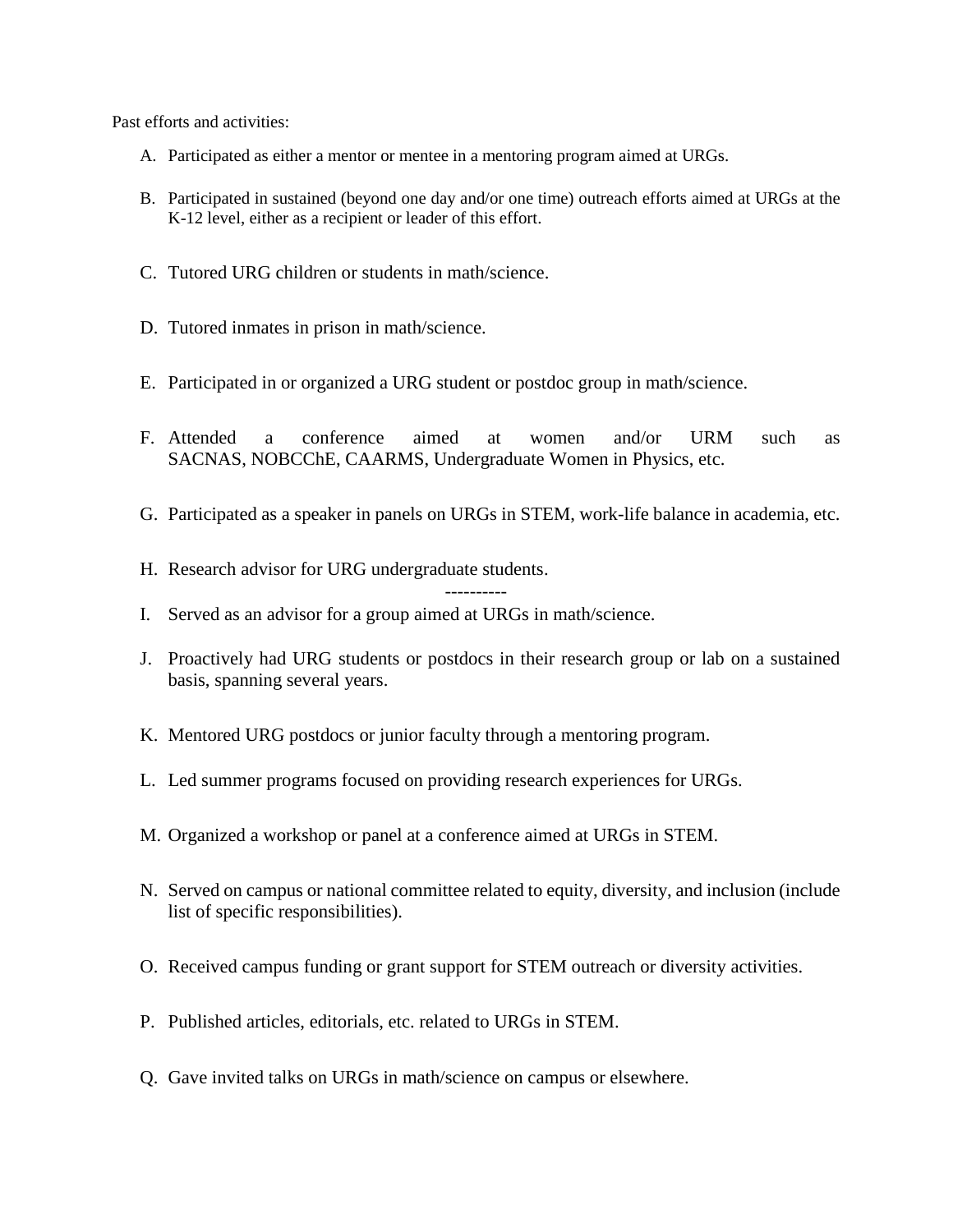Past efforts and activities:

A. Participated as either a mentor or mentee in a mentoring program aimed at URGs.

B. Participated in sustained (beyond one day and/or one time) outreach efforts aimed at URGs at the K-12 level, either as a recipient or leader of this effort.

C. Tutored URG children or students in math/science.

D. Tutored inmates in prison in math/science.

E. Participated in or organized a URG student or postdoc group in math/science.

F. Attended a conference aimed at women and/or URM such as SACNAS, NOBCChE, CAARMS, Undergraduate Women in Physics, etc.

G. Participated as a speaker in panels on URGs in STEM, work-life balance in academia, etc.

H. Research advisor for URG undergraduate students.

----------

I. Served as an advisor for a group aimed at URGs in math/science.

J. Proactively had URG students or postdocs in their research group or lab on a sustained basis, spanning several years.

K. Mentored URG postdocs or junior faculty through a mentoring program.

L. Led summer programs focused on providing research experiences for URGs.

M. Organized a workshop or panel at a conference aimed at URGs in STEM.

N. Served on campus or national committee related to equity, diversity, and inclusion (include list of specific responsibilities).

O. Received campus funding or grant support for STEM outreach or diversity activities.

P. Published articles, editorials, etc. related to URGs in STEM.

Q. Gave invited talks on URGs in math/science on campus or elsewhere.